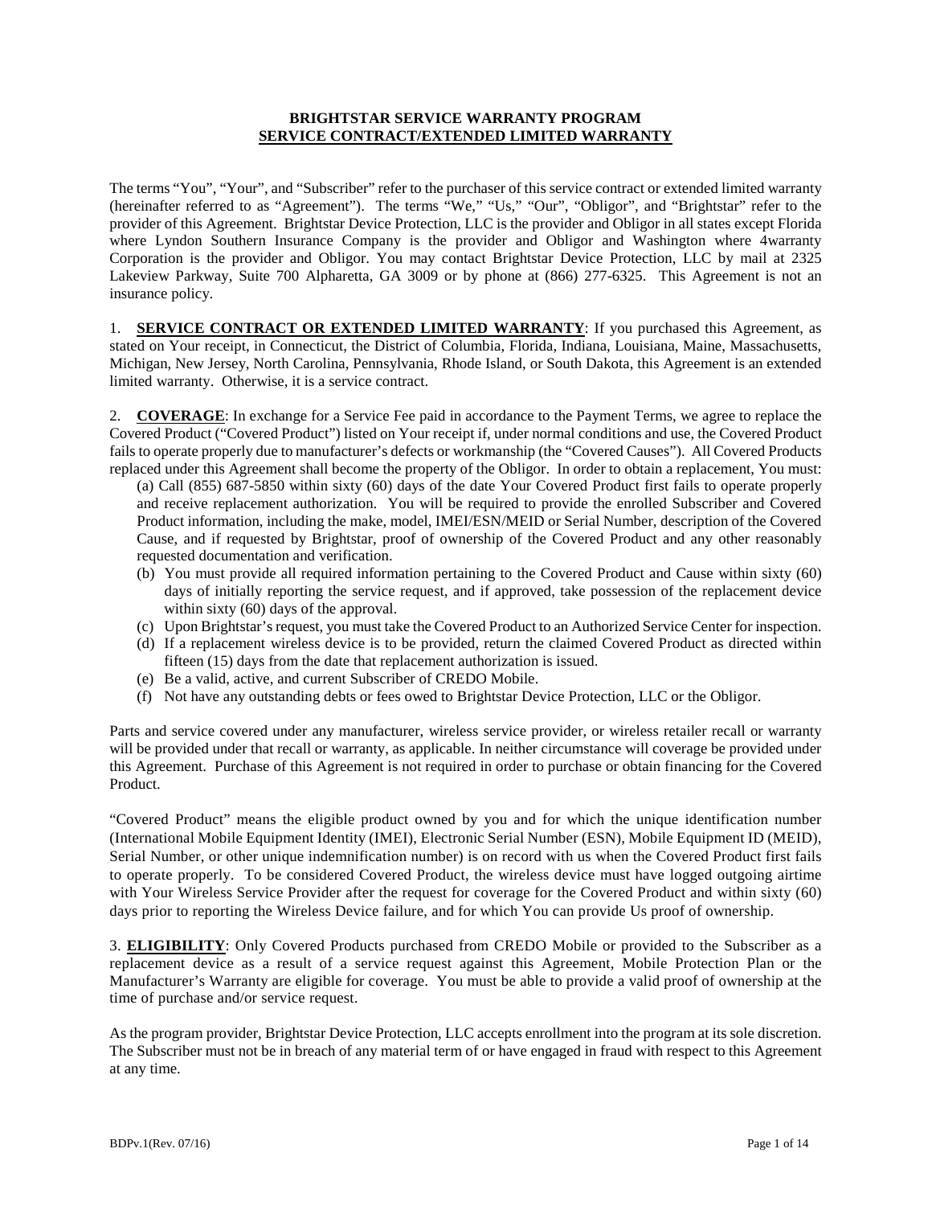# BRIGHTSTAR SERVICE WARRANTY PROGRAM
## SERVICE CONTRACT/EXTENDED LIMITED WARRANTY

The terms "You", "Your", and "Subscriber" refer to the purchaser of this service contract or extended limited warranty (hereinafter referred to as "Agreement"). The terms "We," "Us," "Our", "Obligor", and "Brightstar" refer to the provider of this Agreement. Brightstar Device Protection, LLC is the provider and Obligor in all states except Florida where Lyndon Southern Insurance Company is the provider and Obligor and Washington where 4warranty Corporation is the provider and Obligor. You may contact Brightstar Device Protection, LLC by mail at 2325 Lakeview Parkway, Suite 700 Alpharetta, GA 3009 or by phone at (866) 277-6325. This Agreement is not an insurance policy.

1. **SERVICE CONTRACT OR EXTENDED LIMITED WARRANTY**: If you purchased this Agreement, as stated on Your receipt, in Connecticut, the District of Columbia, Florida, Indiana, Louisiana, Maine, Massachusetts, Michigan, New Jersey, North Carolina, Pennsylvania, Rhode Island, or South Dakota, this Agreement is an extended limited warranty. Otherwise, it is a service contract.

2. **COVERAGE**: In exchange for a Service Fee paid in accordance to the Payment Terms, we agree to replace the Covered Product ("Covered Product") listed on Your receipt if, under normal conditions and use, the Covered Product fails to operate properly due to manufacturer's defects or workmanship (the "Covered Causes"). All Covered Products replaced under this Agreement shall become the property of the Obligor. In order to obtain a replacement, You must:

(a) Call (855) 687-5850 within sixty (60) days of the date Your Covered Product first fails to operate properly and receive replacement authorization. You will be required to provide the enrolled Subscriber and Covered Product information, including the make, model, IMEI/ESN/MEID or Serial Number, description of the Covered Cause, and if requested by Brightstar, proof of ownership of the Covered Product and any other reasonably requested documentation and verification.

(b) You must provide all required information pertaining to the Covered Product and Cause within sixty (60) days of initially reporting the service request, and if approved, take possession of the replacement device within sixty (60) days of the approval.

(c) Upon Brightstar's request, you must take the Covered Product to an Authorized Service Center for inspection.

(d) If a replacement wireless device is to be provided, return the claimed Covered Product as directed within fifteen (15) days from the date that replacement authorization is issued.

(e) Be a valid, active, and current Subscriber of CREDO Mobile.

(f) Not have any outstanding debts or fees owed to Brightstar Device Protection, LLC or the Obligor.

Parts and service covered under any manufacturer, wireless service provider, or wireless retailer recall or warranty will be provided under that recall or warranty, as applicable. In neither circumstance will coverage be provided under this Agreement. Purchase of this Agreement is not required in order to purchase or obtain financing for the Covered Product.

"Covered Product" means the eligible product owned by you and for which the unique identification number (International Mobile Equipment Identity (IMEI), Electronic Serial Number (ESN), Mobile Equipment ID (MEID), Serial Number, or other unique indemnification number) is on record with us when the Covered Product first fails to operate properly. To be considered Covered Product, the wireless device must have logged outgoing airtime with Your Wireless Service Provider after the request for coverage for the Covered Product and within sixty (60) days prior to reporting the Wireless Device failure, and for which You can provide Us proof of ownership.

3. **ELIGIBILITY**: Only Covered Products purchased from CREDO Mobile or provided to the Subscriber as a replacement device as a result of a service request against this Agreement, Mobile Protection Plan or the Manufacturer's Warranty are eligible for coverage. You must be able to provide a valid proof of ownership at the time of purchase and/or service request.

As the program provider, Brightstar Device Protection, LLC accepts enrollment into the program at its sole discretion. The Subscriber must not be in breach of any material term of or have engaged in fraud with respect to this Agreement at any time.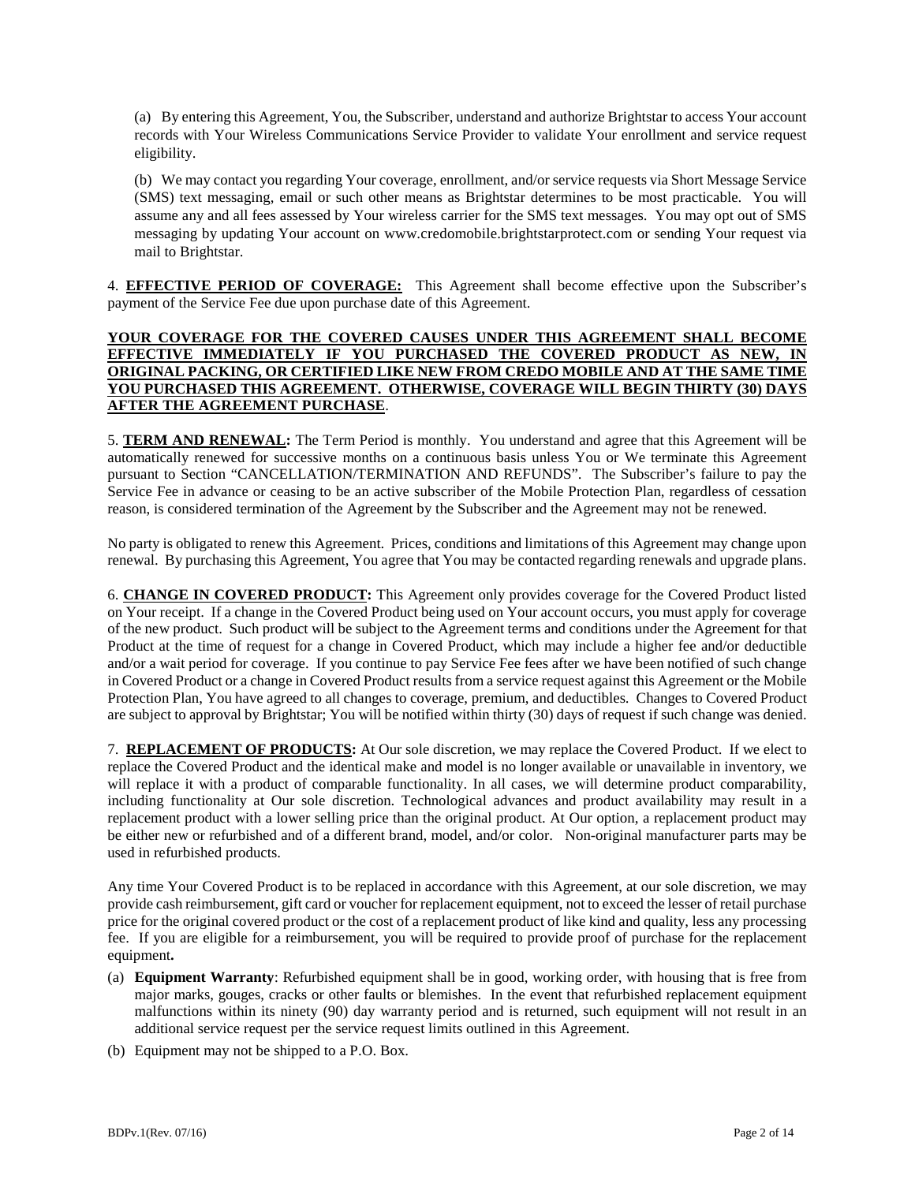(a) By entering this Agreement, You, the Subscriber, understand and authorize Brightstar to access Your account records with Your Wireless Communications Service Provider to validate Your enrollment and service request eligibility.

(b) We may contact you regarding Your coverage, enrollment, and/or service requests via Short Message Service (SMS) text messaging, email or such other means as Brightstar determines to be most practicable. You will assume any and all fees assessed by Your wireless carrier for the SMS text messages. You may opt out of SMS messaging by updating Your account on www.credomobile.brightstarprotect.com or sending Your request via mail to Brightstar.

4. **EFFECTIVE PERIOD OF COVERAGE:** This Agreement shall become effective upon the Subscriber's payment of the Service Fee due upon purchase date of this Agreement.

**YOUR COVERAGE FOR THE COVERED CAUSES UNDER THIS AGREEMENT SHALL BECOME EFFECTIVE IMMEDIATELY IF YOU PURCHASED THE COVERED PRODUCT AS NEW, IN ORIGINAL PACKING, OR CERTIFIED LIKE NEW FROM CREDO MOBILE AND AT THE SAME TIME YOU PURCHASED THIS AGREEMENT. OTHERWISE, COVERAGE WILL BEGIN THIRTY (30) DAYS AFTER THE AGREEMENT PURCHASE**.

5. **TERM AND RENEWAL:** The Term Period is monthly. You understand and agree that this Agreement will be automatically renewed for successive months on a continuous basis unless You or We terminate this Agreement pursuant to Section "CANCELLATION/TERMINATION AND REFUNDS". The Subscriber's failure to pay the Service Fee in advance or ceasing to be an active subscriber of the Mobile Protection Plan, regardless of cessation reason, is considered termination of the Agreement by the Subscriber and the Agreement may not be renewed.

No party is obligated to renew this Agreement. Prices, conditions and limitations of this Agreement may change upon renewal. By purchasing this Agreement, You agree that You may be contacted regarding renewals and upgrade plans.

6. **CHANGE IN COVERED PRODUCT:** This Agreement only provides coverage for the Covered Product listed on Your receipt. If a change in the Covered Product being used on Your account occurs, you must apply for coverage of the new product. Such product will be subject to the Agreement terms and conditions under the Agreement for that Product at the time of request for a change in Covered Product, which may include a higher fee and/or deductible and/or a wait period for coverage. If you continue to pay Service Fee fees after we have been notified of such change in Covered Product or a change in Covered Product results from a service request against this Agreement or the Mobile Protection Plan, You have agreed to all changes to coverage, premium, and deductibles. Changes to Covered Product are subject to approval by Brightstar; You will be notified within thirty (30) days of request if such change was denied.

7. **REPLACEMENT OF PRODUCTS:** At Our sole discretion, we may replace the Covered Product. If we elect to replace the Covered Product and the identical make and model is no longer available or unavailable in inventory, we will replace it with a product of comparable functionality. In all cases, we will determine product comparability, including functionality at Our sole discretion. Technological advances and product availability may result in a replacement product with a lower selling price than the original product. At Our option, a replacement product may be either new or refurbished and of a different brand, model, and/or color. Non-original manufacturer parts may be used in refurbished products.

Any time Your Covered Product is to be replaced in accordance with this Agreement, at our sole discretion, we may provide cash reimbursement, gift card or voucher for replacement equipment, not to exceed the lesser of retail purchase price for the original covered product or the cost of a replacement product of like kind and quality, less any processing fee. If you are eligible for a reimbursement, you will be required to provide proof of purchase for the replacement equipment**.**

(a) **Equipment Warranty**: Refurbished equipment shall be in good, working order, with housing that is free from major marks, gouges, cracks or other faults or blemishes. In the event that refurbished replacement equipment malfunctions within its ninety (90) day warranty period and is returned, such equipment will not result in an additional service request per the service request limits outlined in this Agreement.

(b) Equipment may not be shipped to a P.O. Box.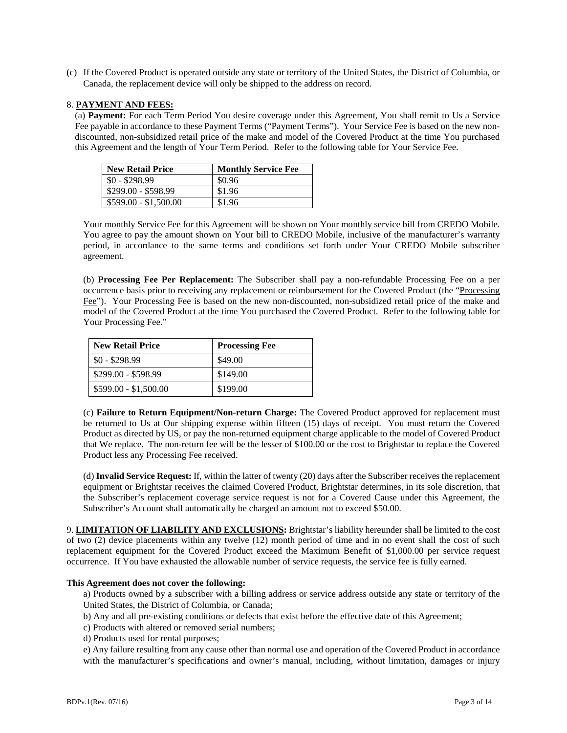(c) If the Covered Product is operated outside any state or territory of the United States, the District of Columbia, or Canada, the replacement device will only be shipped to the address on record.

8. **PAYMENT AND FEES:**

(a) **Payment:** For each Term Period You desire coverage under this Agreement, You shall remit to Us a Service Fee payable in accordance to these Payment Terms ("Payment Terms"). Your Service Fee is based on the new non-discounted, non-subsidized retail price of the make and model of the Covered Product at the time You purchased this Agreement and the length of Your Term Period. Refer to the following table for Your Service Fee.

| New Retail Price | Monthly Service Fee |
| --- | --- |
| $0 - $298.99 | $0.96 |
| $299.00 - $598.99 | $1.96 |
| $599.00 - $1,500.00 | $1.96 |

Your monthly Service Fee for this Agreement will be shown on Your monthly service bill from CREDO Mobile. You agree to pay the amount shown on Your bill to CREDO Mobile, inclusive of the manufacturer's warranty period, in accordance to the same terms and conditions set forth under Your CREDO Mobile subscriber agreement.

(b) **Processing Fee Per Replacement:** The Subscriber shall pay a non-refundable Processing Fee on a per occurrence basis prior to receiving any replacement or reimbursement for the Covered Product (the "Processing Fee"). Your Processing Fee is based on the new non-discounted, non-subsidized retail price of the make and model of the Covered Product at the time You purchased the Covered Product. Refer to the following table for Your Processing Fee."

| New Retail Price | Processing Fee |
| --- | --- |
| $0 - $298.99 | $49.00 |
| $299.00 - $598.99 | $149.00 |
| $599.00 - $1,500.00 | $199.00 |

(c) **Failure to Return Equipment/Non-return Charge:** The Covered Product approved for replacement must be returned to Us at Our shipping expense within fifteen (15) days of receipt. You must return the Covered Product as directed by US, or pay the non-returned equipment charge applicable to the model of Covered Product that We replace. The non-return fee will be the lesser of $100.00 or the cost to Brightstar to replace the Covered Product less any Processing Fee received.

(d) **Invalid Service Request:** If, within the latter of twenty (20) days after the Subscriber receives the replacement equipment or Brightstar receives the claimed Covered Product, Brightstar determines, in its sole discretion, that the Subscriber's replacement coverage service request is not for a Covered Cause under this Agreement, the Subscriber's Account shall automatically be charged an amount not to exceed $50.00.

9. **LIMITATION OF LIABILITY AND EXCLUSIONS:** Brightstar's liability hereunder shall be limited to the cost of two (2) device placements within any twelve (12) month period of time and in no event shall the cost of such replacement equipment for the Covered Product exceed the Maximum Benefit of $1,000.00 per service request occurrence. If You have exhausted the allowable number of service requests, the service fee is fully earned.

**This Agreement does not cover the following:**

a) Products owned by a subscriber with a billing address or service address outside any state or territory of the United States, the District of Columbia, or Canada;

b) Any and all pre-existing conditions or defects that exist before the effective date of this Agreement;

c) Products with altered or removed serial numbers;

d) Products used for rental purposes;

e) Any failure resulting from any cause other than normal use and operation of the Covered Product in accordance with the manufacturer's specifications and owner's manual, including, without limitation, damages or injury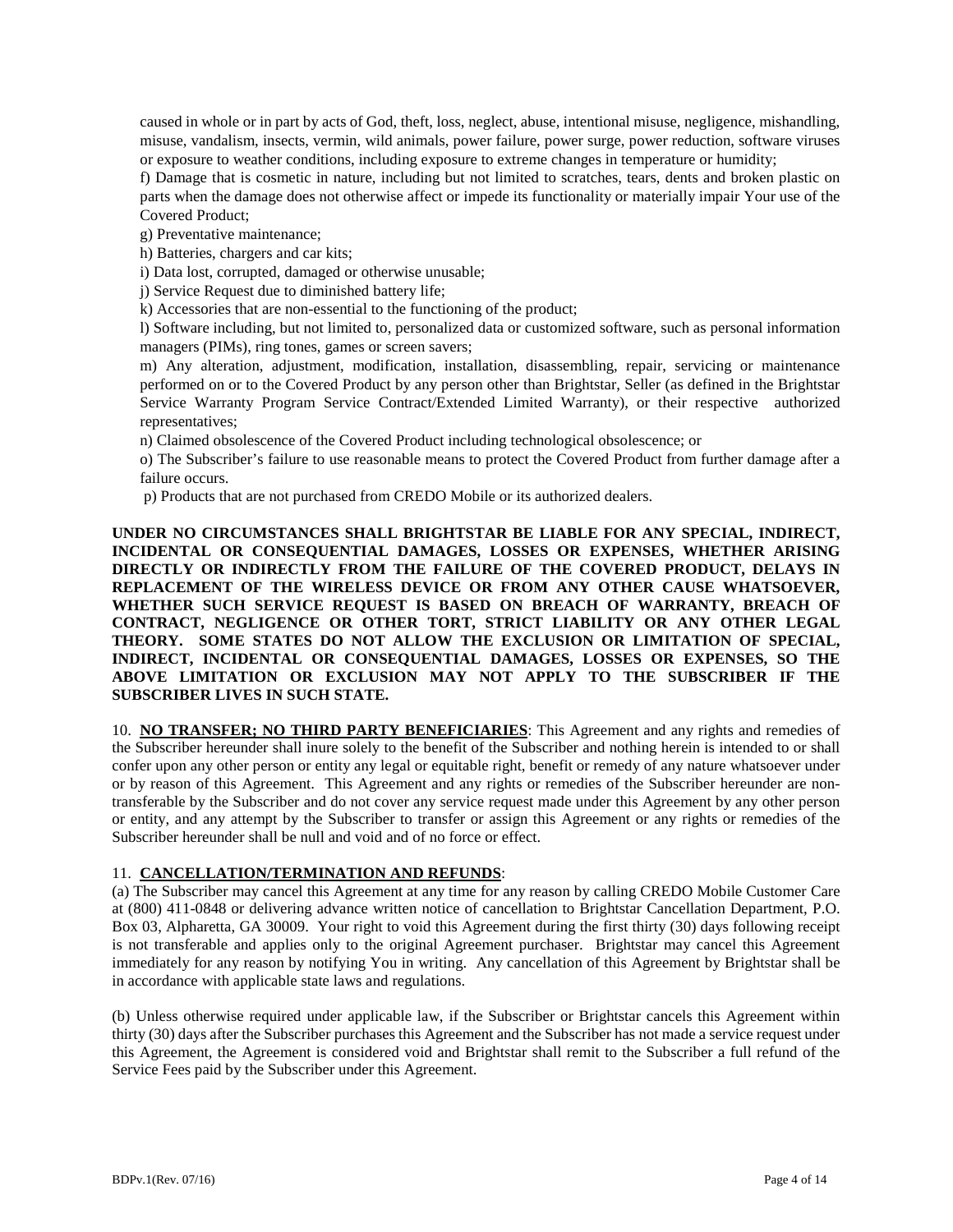caused in whole or in part by acts of God, theft, loss, neglect, abuse, intentional misuse, negligence, mishandling, misuse, vandalism, insects, vermin, wild animals, power failure, power surge, power reduction, software viruses or exposure to weather conditions, including exposure to extreme changes in temperature or humidity;

f) Damage that is cosmetic in nature, including but not limited to scratches, tears, dents and broken plastic on parts when the damage does not otherwise affect or impede its functionality or materially impair Your use of the Covered Product;

g) Preventative maintenance;

h) Batteries, chargers and car kits;

i) Data lost, corrupted, damaged or otherwise unusable;

j) Service Request due to diminished battery life;

k) Accessories that are non-essential to the functioning of the product;

l) Software including, but not limited to, personalized data or customized software, such as personal information managers (PIMs), ring tones, games or screen savers;

m) Any alteration, adjustment, modification, installation, disassembling, repair, servicing or maintenance performed on or to the Covered Product by any person other than Brightstar, Seller (as defined in the Brightstar Service Warranty Program Service Contract/Extended Limited Warranty), or their respective authorized representatives;

n) Claimed obsolescence of the Covered Product including technological obsolescence; or

o) The Subscriber's failure to use reasonable means to protect the Covered Product from further damage after a failure occurs.

p) Products that are not purchased from CREDO Mobile or its authorized dealers.

**UNDER NO CIRCUMSTANCES SHALL BRIGHTSTAR BE LIABLE FOR ANY SPECIAL, INDIRECT, INCIDENTAL OR CONSEQUENTIAL DAMAGES, LOSSES OR EXPENSES, WHETHER ARISING DIRECTLY OR INDIRECTLY FROM THE FAILURE OF THE COVERED PRODUCT, DELAYS IN REPLACEMENT OF THE WIRELESS DEVICE OR FROM ANY OTHER CAUSE WHATSOEVER, WHETHER SUCH SERVICE REQUEST IS BASED ON BREACH OF WARRANTY, BREACH OF CONTRACT, NEGLIGENCE OR OTHER TORT, STRICT LIABILITY OR ANY OTHER LEGAL THEORY. SOME STATES DO NOT ALLOW THE EXCLUSION OR LIMITATION OF SPECIAL, INDIRECT, INCIDENTAL OR CONSEQUENTIAL DAMAGES, LOSSES OR EXPENSES, SO THE ABOVE LIMITATION OR EXCLUSION MAY NOT APPLY TO THE SUBSCRIBER IF THE SUBSCRIBER LIVES IN SUCH STATE.**

10. **NO TRANSFER; NO THIRD PARTY BENEFICIARIES**: This Agreement and any rights and remedies of the Subscriber hereunder shall inure solely to the benefit of the Subscriber and nothing herein is intended to or shall confer upon any other person or entity any legal or equitable right, benefit or remedy of any nature whatsoever under or by reason of this Agreement. This Agreement and any rights or remedies of the Subscriber hereunder are non-transferable by the Subscriber and do not cover any service request made under this Agreement by any other person or entity, and any attempt by the Subscriber to transfer or assign this Agreement or any rights or remedies of the Subscriber hereunder shall be null and void and of no force or effect.

11. **CANCELLATION/TERMINATION AND REFUNDS**:

(a) The Subscriber may cancel this Agreement at any time for any reason by calling CREDO Mobile Customer Care at (800) 411-0848 or delivering advance written notice of cancellation to Brightstar Cancellation Department, P.O. Box 03, Alpharetta, GA 30009. Your right to void this Agreement during the first thirty (30) days following receipt is not transferable and applies only to the original Agreement purchaser. Brightstar may cancel this Agreement immediately for any reason by notifying You in writing. Any cancellation of this Agreement by Brightstar shall be in accordance with applicable state laws and regulations.

(b) Unless otherwise required under applicable law, if the Subscriber or Brightstar cancels this Agreement within thirty (30) days after the Subscriber purchases this Agreement and the Subscriber has not made a service request under this Agreement, the Agreement is considered void and Brightstar shall remit to the Subscriber a full refund of the Service Fees paid by the Subscriber under this Agreement.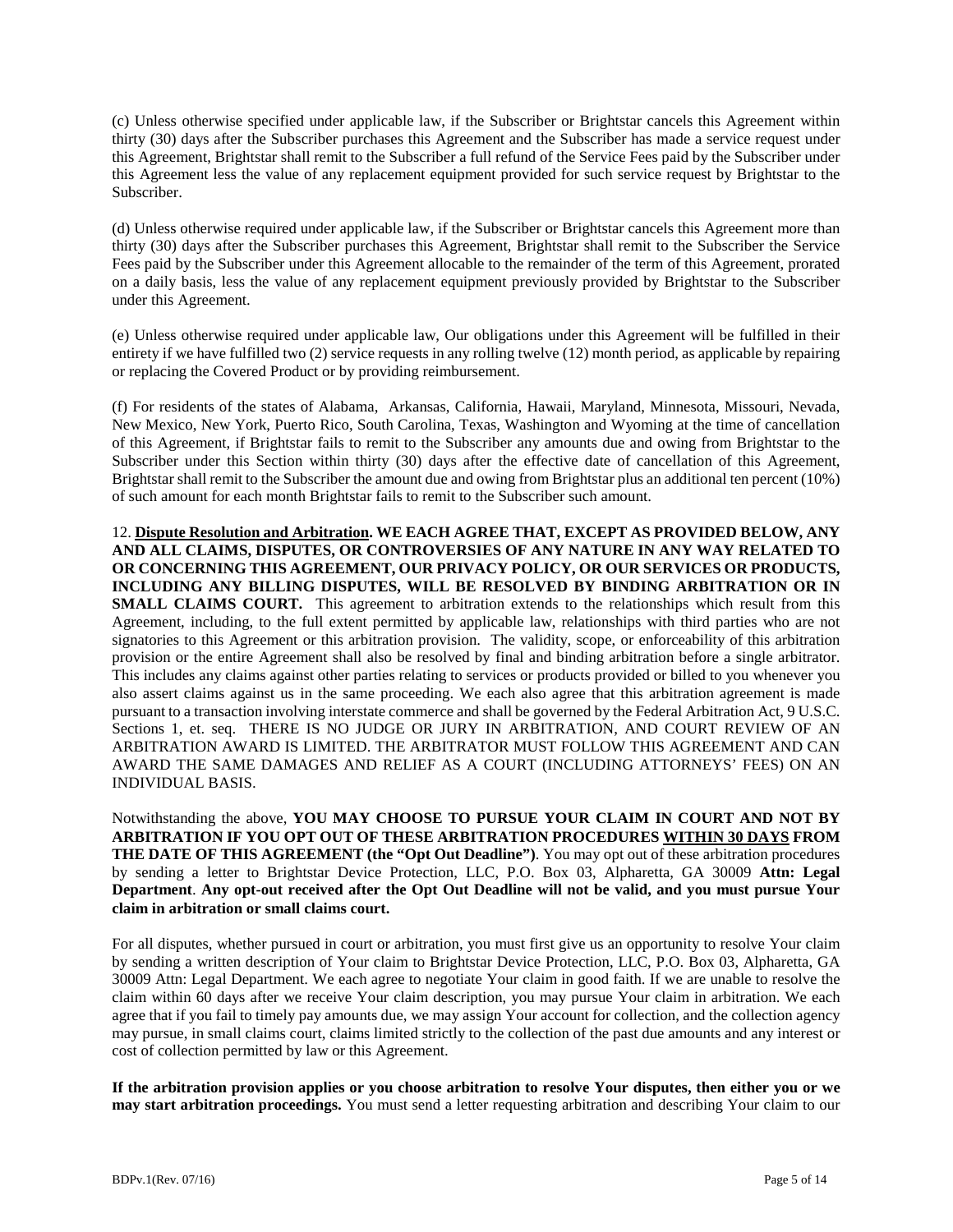(c) Unless otherwise specified under applicable law, if the Subscriber or Brightstar cancels this Agreement within thirty (30) days after the Subscriber purchases this Agreement and the Subscriber has made a service request under this Agreement, Brightstar shall remit to the Subscriber a full refund of the Service Fees paid by the Subscriber under this Agreement less the value of any replacement equipment provided for such service request by Brightstar to the Subscriber.

(d) Unless otherwise required under applicable law, if the Subscriber or Brightstar cancels this Agreement more than thirty (30) days after the Subscriber purchases this Agreement, Brightstar shall remit to the Subscriber the Service Fees paid by the Subscriber under this Agreement allocable to the remainder of the term of this Agreement, prorated on a daily basis, less the value of any replacement equipment previously provided by Brightstar to the Subscriber under this Agreement.

(e) Unless otherwise required under applicable law, Our obligations under this Agreement will be fulfilled in their entirety if we have fulfilled two (2) service requests in any rolling twelve (12) month period, as applicable by repairing or replacing the Covered Product or by providing reimbursement.

(f) For residents of the states of Alabama, Arkansas, California, Hawaii, Maryland, Minnesota, Missouri, Nevada, New Mexico, New York, Puerto Rico, South Carolina, Texas, Washington and Wyoming at the time of cancellation of this Agreement, if Brightstar fails to remit to the Subscriber any amounts due and owing from Brightstar to the Subscriber under this Section within thirty (30) days after the effective date of cancellation of this Agreement, Brightstar shall remit to the Subscriber the amount due and owing from Brightstar plus an additional ten percent (10%) of such amount for each month Brightstar fails to remit to the Subscriber such amount.

12. **Dispute Resolution and Arbitration. WE EACH AGREE THAT, EXCEPT AS PROVIDED BELOW, ANY AND ALL CLAIMS, DISPUTES, OR CONTROVERSIES OF ANY NATURE IN ANY WAY RELATED TO OR CONCERNING THIS AGREEMENT, OUR PRIVACY POLICY, OR OUR SERVICES OR PRODUCTS, INCLUDING ANY BILLING DISPUTES, WILL BE RESOLVED BY BINDING ARBITRATION OR IN SMALL CLAIMS COURT.** This agreement to arbitration extends to the relationships which result from this Agreement, including, to the full extent permitted by applicable law, relationships with third parties who are not signatories to this Agreement or this arbitration provision. The validity, scope, or enforceability of this arbitration provision or the entire Agreement shall also be resolved by final and binding arbitration before a single arbitrator. This includes any claims against other parties relating to services or products provided or billed to you whenever you also assert claims against us in the same proceeding. We each also agree that this arbitration agreement is made pursuant to a transaction involving interstate commerce and shall be governed by the Federal Arbitration Act, 9 U.S.C. Sections 1, et. seq. THERE IS NO JUDGE OR JURY IN ARBITRATION, AND COURT REVIEW OF AN ARBITRATION AWARD IS LIMITED. THE ARBITRATOR MUST FOLLOW THIS AGREEMENT AND CAN AWARD THE SAME DAMAGES AND RELIEF AS A COURT (INCLUDING ATTORNEYS' FEES) ON AN INDIVIDUAL BASIS.

Notwithstanding the above, **YOU MAY CHOOSE TO PURSUE YOUR CLAIM IN COURT AND NOT BY ARBITRATION IF YOU OPT OUT OF THESE ARBITRATION PROCEDURES WITHIN 30 DAYS FROM THE DATE OF THIS AGREEMENT (the "Opt Out Deadline")**. You may opt out of these arbitration procedures by sending a letter to Brightstar Device Protection, LLC, P.O. Box 03, Alpharetta, GA 30009 **Attn: Legal Department**. **Any opt-out received after the Opt Out Deadline will not be valid, and you must pursue Your claim in arbitration or small claims court.**

For all disputes, whether pursued in court or arbitration, you must first give us an opportunity to resolve Your claim by sending a written description of Your claim to Brightstar Device Protection, LLC, P.O. Box 03, Alpharetta, GA 30009 Attn: Legal Department. We each agree to negotiate Your claim in good faith. If we are unable to resolve the claim within 60 days after we receive Your claim description, you may pursue Your claim in arbitration. We each agree that if you fail to timely pay amounts due, we may assign Your account for collection, and the collection agency may pursue, in small claims court, claims limited strictly to the collection of the past due amounts and any interest or cost of collection permitted by law or this Agreement.

**If the arbitration provision applies or you choose arbitration to resolve Your disputes, then either you or we may start arbitration proceedings.** You must send a letter requesting arbitration and describing Your claim to our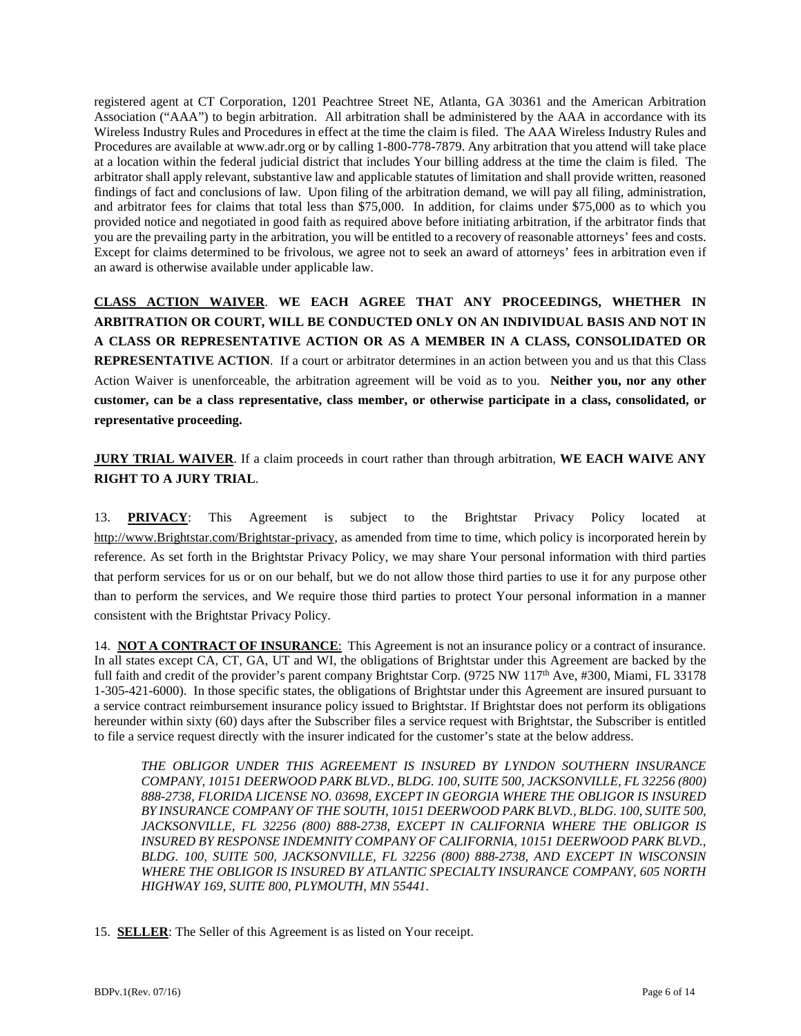registered agent at CT Corporation, 1201 Peachtree Street NE, Atlanta, GA 30361 and the American Arbitration Association ("AAA") to begin arbitration. All arbitration shall be administered by the AAA in accordance with its Wireless Industry Rules and Procedures in effect at the time the claim is filed. The AAA Wireless Industry Rules and Procedures are available at www.adr.org or by calling 1-800-778-7879. Any arbitration that you attend will take place at a location within the federal judicial district that includes Your billing address at the time the claim is filed. The arbitrator shall apply relevant, substantive law and applicable statutes of limitation and shall provide written, reasoned findings of fact and conclusions of law. Upon filing of the arbitration demand, we will pay all filing, administration, and arbitrator fees for claims that total less than $75,000. In addition, for claims under $75,000 as to which you provided notice and negotiated in good faith as required above before initiating arbitration, if the arbitrator finds that you are the prevailing party in the arbitration, you will be entitled to a recovery of reasonable attorneys' fees and costs. Except for claims determined to be frivolous, we agree not to seek an award of attorneys' fees in arbitration even if an award is otherwise available under applicable law.

**CLASS ACTION WAIVER**. **WE EACH AGREE THAT ANY PROCEEDINGS, WHETHER IN ARBITRATION OR COURT, WILL BE CONDUCTED ONLY ON AN INDIVIDUAL BASIS AND NOT IN A CLASS OR REPRESENTATIVE ACTION OR AS A MEMBER IN A CLASS, CONSOLIDATED OR REPRESENTATIVE ACTION**. If a court or arbitrator determines in an action between you and us that this Class Action Waiver is unenforceable, the arbitration agreement will be void as to you. **Neither you, nor any other customer, can be a class representative, class member, or otherwise participate in a class, consolidated, or representative proceeding.**

**JURY TRIAL WAIVER**. If a claim proceeds in court rather than through arbitration, **WE EACH WAIVE ANY RIGHT TO A JURY TRIAL**.

13. **PRIVACY**: This Agreement is subject to the Brightstar Privacy Policy located at http://www.Brightstar.com/Brightstar-privacy, as amended from time to time, which policy is incorporated herein by reference. As set forth in the Brightstar Privacy Policy, we may share Your personal information with third parties that perform services for us or on our behalf, but we do not allow those third parties to use it for any purpose other than to perform the services, and We require those third parties to protect Your personal information in a manner consistent with the Brightstar Privacy Policy.

14. **NOT A CONTRACT OF INSURANCE**: This Agreement is not an insurance policy or a contract of insurance. In all states except CA, CT, GA, UT and WI, the obligations of Brightstar under this Agreement are backed by the full faith and credit of the provider's parent company Brightstar Corp. (9725 NW 117th Ave, #300, Miami, FL 33178 1-305-421-6000). In those specific states, the obligations of Brightstar under this Agreement are insured pursuant to a service contract reimbursement insurance policy issued to Brightstar. If Brightstar does not perform its obligations hereunder within sixty (60) days after the Subscriber files a service request with Brightstar, the Subscriber is entitled to file a service request directly with the insurer indicated for the customer's state at the below address.

*THE OBLIGOR UNDER THIS AGREEMENT IS INSURED BY LYNDON SOUTHERN INSURANCE COMPANY, 10151 DEERWOOD PARK BLVD., BLDG. 100, SUITE 500, JACKSONVILLE, FL 32256 (800) 888-2738, FLORIDA LICENSE NO. 03698, EXCEPT IN GEORGIA WHERE THE OBLIGOR IS INSURED BY INSURANCE COMPANY OF THE SOUTH, 10151 DEERWOOD PARK BLVD., BLDG. 100, SUITE 500, JACKSONVILLE, FL 32256 (800) 888-2738, EXCEPT IN CALIFORNIA WHERE THE OBLIGOR IS INSURED BY RESPONSE INDEMNITY COMPANY OF CALIFORNIA, 10151 DEERWOOD PARK BLVD., BLDG. 100, SUITE 500, JACKSONVILLE, FL 32256 (800) 888-2738, AND EXCEPT IN WISCONSIN WHERE THE OBLIGOR IS INSURED BY ATLANTIC SPECIALTY INSURANCE COMPANY, 605 NORTH HIGHWAY 169, SUITE 800, PLYMOUTH, MN 55441.*

15. **SELLER**: The Seller of this Agreement is as listed on Your receipt.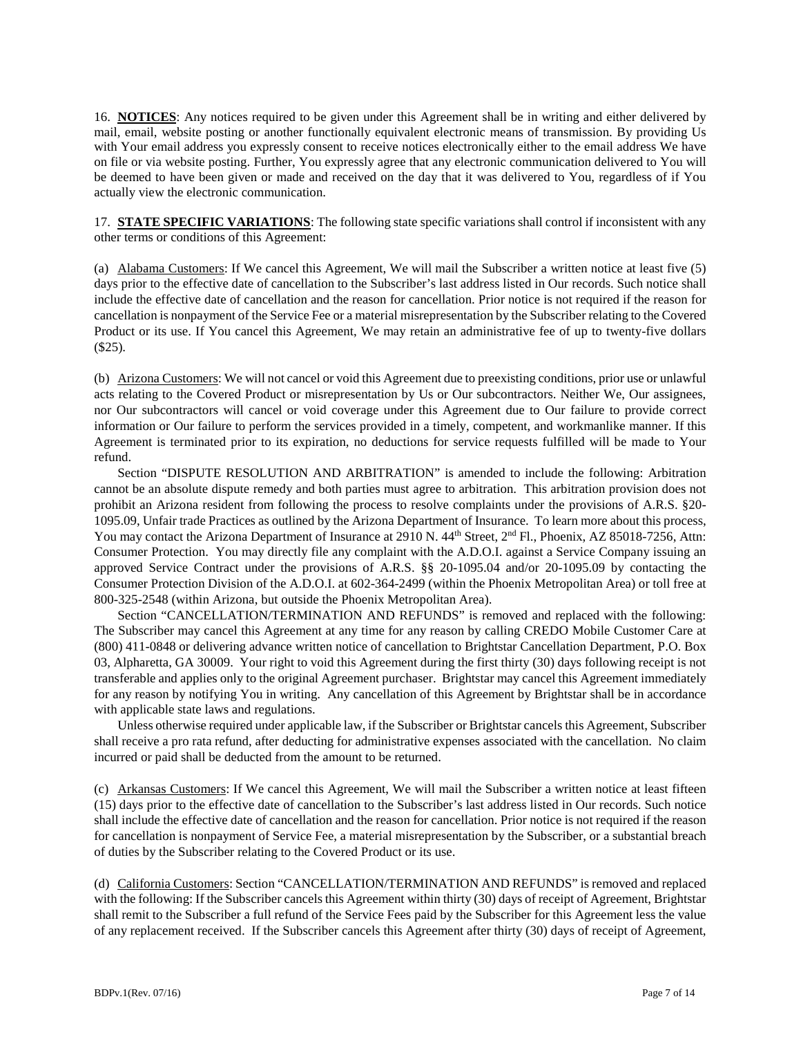16. **NOTICES**: Any notices required to be given under this Agreement shall be in writing and either delivered by mail, email, website posting or another functionally equivalent electronic means of transmission. By providing Us with Your email address you expressly consent to receive notices electronically either to the email address We have on file or via website posting. Further, You expressly agree that any electronic communication delivered to You will be deemed to have been given or made and received on the day that it was delivered to You, regardless of if You actually view the electronic communication.

17. **STATE SPECIFIC VARIATIONS**: The following state specific variations shall control if inconsistent with any other terms or conditions of this Agreement:

(a) Alabama Customers: If We cancel this Agreement, We will mail the Subscriber a written notice at least five (5) days prior to the effective date of cancellation to the Subscriber's last address listed in Our records. Such notice shall include the effective date of cancellation and the reason for cancellation. Prior notice is not required if the reason for cancellation is nonpayment of the Service Fee or a material misrepresentation by the Subscriber relating to the Covered Product or its use. If You cancel this Agreement, We may retain an administrative fee of up to twenty-five dollars ($25).

(b) Arizona Customers: We will not cancel or void this Agreement due to preexisting conditions, prior use or unlawful acts relating to the Covered Product or misrepresentation by Us or Our subcontractors. Neither We, Our assignees, nor Our subcontractors will cancel or void coverage under this Agreement due to Our failure to provide correct information or Our failure to perform the services provided in a timely, competent, and workmanlike manner. If this Agreement is terminated prior to its expiration, no deductions for service requests fulfilled will be made to Your refund.

Section "DISPUTE RESOLUTION AND ARBITRATION" is amended to include the following: Arbitration cannot be an absolute dispute remedy and both parties must agree to arbitration. This arbitration provision does not prohibit an Arizona resident from following the process to resolve complaints under the provisions of A.R.S. §20-1095.09, Unfair trade Practices as outlined by the Arizona Department of Insurance. To learn more about this process, You may contact the Arizona Department of Insurance at 2910 N. 44th Street, 2nd Fl., Phoenix, AZ 85018-7256, Attn: Consumer Protection. You may directly file any complaint with the A.D.O.I. against a Service Company issuing an approved Service Contract under the provisions of A.R.S. §§ 20-1095.04 and/or 20-1095.09 by contacting the Consumer Protection Division of the A.D.O.I. at 602-364-2499 (within the Phoenix Metropolitan Area) or toll free at 800-325-2548 (within Arizona, but outside the Phoenix Metropolitan Area).

Section "CANCELLATION/TERMINATION AND REFUNDS" is removed and replaced with the following: The Subscriber may cancel this Agreement at any time for any reason by calling CREDO Mobile Customer Care at (800) 411-0848 or delivering advance written notice of cancellation to Brightstar Cancellation Department, P.O. Box 03, Alpharetta, GA 30009. Your right to void this Agreement during the first thirty (30) days following receipt is not transferable and applies only to the original Agreement purchaser. Brightstar may cancel this Agreement immediately for any reason by notifying You in writing. Any cancellation of this Agreement by Brightstar shall be in accordance with applicable state laws and regulations.

Unless otherwise required under applicable law, if the Subscriber or Brightstar cancels this Agreement, Subscriber shall receive a pro rata refund, after deducting for administrative expenses associated with the cancellation. No claim incurred or paid shall be deducted from the amount to be returned.

(c) Arkansas Customers: If We cancel this Agreement, We will mail the Subscriber a written notice at least fifteen (15) days prior to the effective date of cancellation to the Subscriber's last address listed in Our records. Such notice shall include the effective date of cancellation and the reason for cancellation. Prior notice is not required if the reason for cancellation is nonpayment of Service Fee, a material misrepresentation by the Subscriber, or a substantial breach of duties by the Subscriber relating to the Covered Product or its use.

(d) California Customers: Section "CANCELLATION/TERMINATION AND REFUNDS" is removed and replaced with the following: If the Subscriber cancels this Agreement within thirty (30) days of receipt of Agreement, Brightstar shall remit to the Subscriber a full refund of the Service Fees paid by the Subscriber for this Agreement less the value of any replacement received. If the Subscriber cancels this Agreement after thirty (30) days of receipt of Agreement,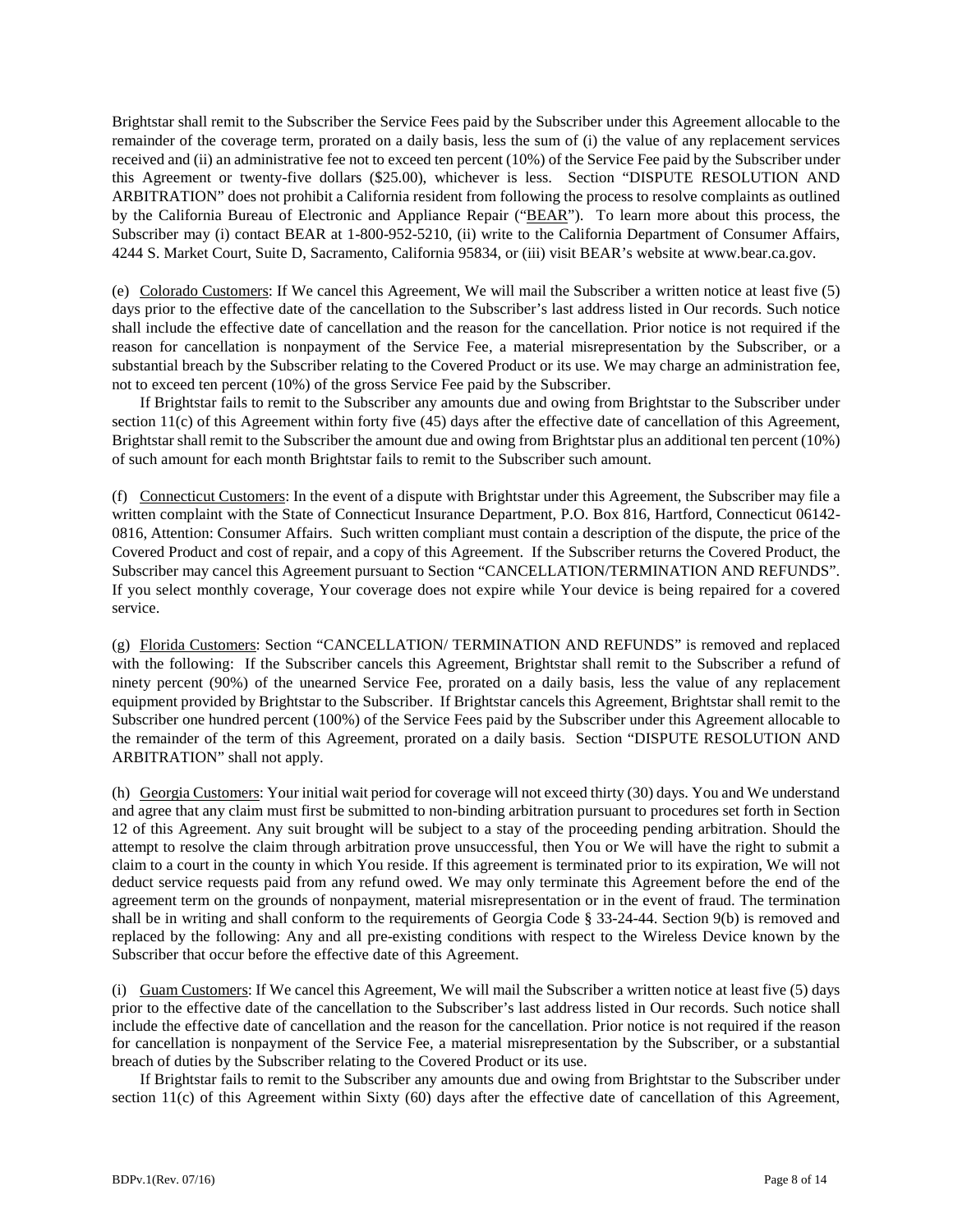Brightstar shall remit to the Subscriber the Service Fees paid by the Subscriber under this Agreement allocable to the remainder of the coverage term, prorated on a daily basis, less the sum of (i) the value of any replacement services received and (ii) an administrative fee not to exceed ten percent (10%) of the Service Fee paid by the Subscriber under this Agreement or twenty-five dollars ($25.00), whichever is less. Section "DISPUTE RESOLUTION AND ARBITRATION" does not prohibit a California resident from following the process to resolve complaints as outlined by the California Bureau of Electronic and Appliance Repair ("BEAR"). To learn more about this process, the Subscriber may (i) contact BEAR at 1-800-952-5210, (ii) write to the California Department of Consumer Affairs, 4244 S. Market Court, Suite D, Sacramento, California 95834, or (iii) visit BEAR's website at www.bear.ca.gov.

(e) Colorado Customers: If We cancel this Agreement, We will mail the Subscriber a written notice at least five (5) days prior to the effective date of the cancellation to the Subscriber's last address listed in Our records. Such notice shall include the effective date of cancellation and the reason for the cancellation. Prior notice is not required if the reason for cancellation is nonpayment of the Service Fee, a material misrepresentation by the Subscriber, or a substantial breach by the Subscriber relating to the Covered Product or its use. We may charge an administration fee, not to exceed ten percent (10%) of the gross Service Fee paid by the Subscriber.

If Brightstar fails to remit to the Subscriber any amounts due and owing from Brightstar to the Subscriber under section 11(c) of this Agreement within forty five (45) days after the effective date of cancellation of this Agreement, Brightstar shall remit to the Subscriber the amount due and owing from Brightstar plus an additional ten percent (10%) of such amount for each month Brightstar fails to remit to the Subscriber such amount.

(f) Connecticut Customers: In the event of a dispute with Brightstar under this Agreement, the Subscriber may file a written complaint with the State of Connecticut Insurance Department, P.O. Box 816, Hartford, Connecticut 06142-0816, Attention: Consumer Affairs. Such written compliant must contain a description of the dispute, the price of the Covered Product and cost of repair, and a copy of this Agreement. If the Subscriber returns the Covered Product, the Subscriber may cancel this Agreement pursuant to Section "CANCELLATION/TERMINATION AND REFUNDS". If you select monthly coverage, Your coverage does not expire while Your device is being repaired for a covered service.

(g) Florida Customers: Section "CANCELLATION/ TERMINATION AND REFUNDS" is removed and replaced with the following: If the Subscriber cancels this Agreement, Brightstar shall remit to the Subscriber a refund of ninety percent (90%) of the unearned Service Fee, prorated on a daily basis, less the value of any replacement equipment provided by Brightstar to the Subscriber. If Brightstar cancels this Agreement, Brightstar shall remit to the Subscriber one hundred percent (100%) of the Service Fees paid by the Subscriber under this Agreement allocable to the remainder of the term of this Agreement, prorated on a daily basis. Section "DISPUTE RESOLUTION AND ARBITRATION" shall not apply.

(h) Georgia Customers: Your initial wait period for coverage will not exceed thirty (30) days. You and We understand and agree that any claim must first be submitted to non-binding arbitration pursuant to procedures set forth in Section 12 of this Agreement. Any suit brought will be subject to a stay of the proceeding pending arbitration. Should the attempt to resolve the claim through arbitration prove unsuccessful, then You or We will have the right to submit a claim to a court in the county in which You reside. If this agreement is terminated prior to its expiration, We will not deduct service requests paid from any refund owed. We may only terminate this Agreement before the end of the agreement term on the grounds of nonpayment, material misrepresentation or in the event of fraud. The termination shall be in writing and shall conform to the requirements of Georgia Code § 33-24-44. Section 9(b) is removed and replaced by the following: Any and all pre-existing conditions with respect to the Wireless Device known by the Subscriber that occur before the effective date of this Agreement.

(i) Guam Customers: If We cancel this Agreement, We will mail the Subscriber a written notice at least five (5) days prior to the effective date of the cancellation to the Subscriber's last address listed in Our records. Such notice shall include the effective date of cancellation and the reason for the cancellation. Prior notice is not required if the reason for cancellation is nonpayment of the Service Fee, a material misrepresentation by the Subscriber, or a substantial breach of duties by the Subscriber relating to the Covered Product or its use.

If Brightstar fails to remit to the Subscriber any amounts due and owing from Brightstar to the Subscriber under section 11(c) of this Agreement within Sixty (60) days after the effective date of cancellation of this Agreement,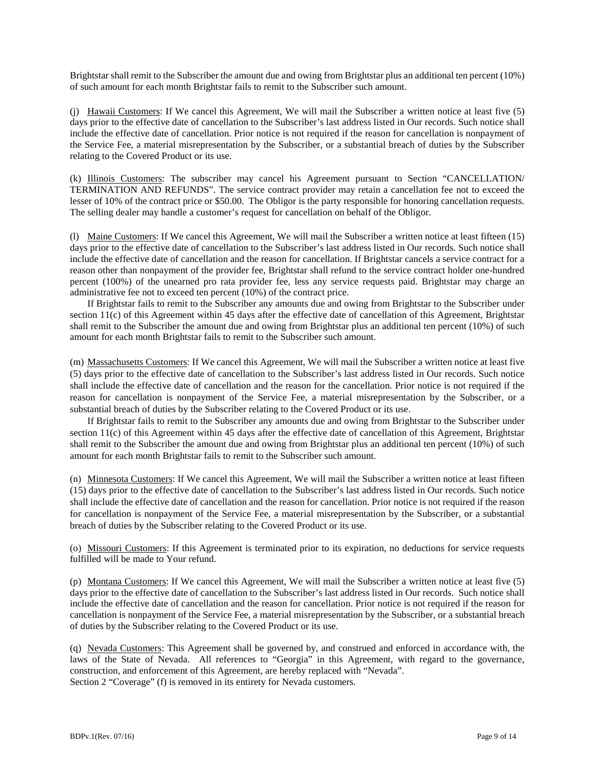Brightstar shall remit to the Subscriber the amount due and owing from Brightstar plus an additional ten percent (10%) of such amount for each month Brightstar fails to remit to the Subscriber such amount.

(j) Hawaii Customers: If We cancel this Agreement, We will mail the Subscriber a written notice at least five (5) days prior to the effective date of cancellation to the Subscriber's last address listed in Our records. Such notice shall include the effective date of cancellation. Prior notice is not required if the reason for cancellation is nonpayment of the Service Fee, a material misrepresentation by the Subscriber, or a substantial breach of duties by the Subscriber relating to the Covered Product or its use.

(k) Illinois Customers: The subscriber may cancel his Agreement pursuant to Section "CANCELLATION/ TERMINATION AND REFUNDS". The service contract provider may retain a cancellation fee not to exceed the lesser of 10% of the contract price or $50.00. The Obligor is the party responsible for honoring cancellation requests. The selling dealer may handle a customer's request for cancellation on behalf of the Obligor.

(l) Maine Customers: If We cancel this Agreement, We will mail the Subscriber a written notice at least fifteen (15) days prior to the effective date of cancellation to the Subscriber's last address listed in Our records. Such notice shall include the effective date of cancellation and the reason for cancellation. If Brightstar cancels a service contract for a reason other than nonpayment of the provider fee, Brightstar shall refund to the service contract holder one-hundred percent (100%) of the unearned pro rata provider fee, less any service requests paid. Brightstar may charge an administrative fee not to exceed ten percent (10%) of the contract price.

If Brightstar fails to remit to the Subscriber any amounts due and owing from Brightstar to the Subscriber under section 11(c) of this Agreement within 45 days after the effective date of cancellation of this Agreement, Brightstar shall remit to the Subscriber the amount due and owing from Brightstar plus an additional ten percent (10%) of such amount for each month Brightstar fails to remit to the Subscriber such amount.

(m) Massachusetts Customers: If We cancel this Agreement, We will mail the Subscriber a written notice at least five (5) days prior to the effective date of cancellation to the Subscriber's last address listed in Our records. Such notice shall include the effective date of cancellation and the reason for the cancellation. Prior notice is not required if the reason for cancellation is nonpayment of the Service Fee, a material misrepresentation by the Subscriber, or a substantial breach of duties by the Subscriber relating to the Covered Product or its use.

If Brightstar fails to remit to the Subscriber any amounts due and owing from Brightstar to the Subscriber under section 11(c) of this Agreement within 45 days after the effective date of cancellation of this Agreement, Brightstar shall remit to the Subscriber the amount due and owing from Brightstar plus an additional ten percent (10%) of such amount for each month Brightstar fails to remit to the Subscriber such amount.

(n) Minnesota Customers: If We cancel this Agreement, We will mail the Subscriber a written notice at least fifteen (15) days prior to the effective date of cancellation to the Subscriber's last address listed in Our records. Such notice shall include the effective date of cancellation and the reason for cancellation. Prior notice is not required if the reason for cancellation is nonpayment of the Service Fee, a material misrepresentation by the Subscriber, or a substantial breach of duties by the Subscriber relating to the Covered Product or its use.

(o) Missouri Customers: If this Agreement is terminated prior to its expiration, no deductions for service requests fulfilled will be made to Your refund.

(p) Montana Customers: If We cancel this Agreement, We will mail the Subscriber a written notice at least five (5) days prior to the effective date of cancellation to the Subscriber's last address listed in Our records. Such notice shall include the effective date of cancellation and the reason for cancellation. Prior notice is not required if the reason for cancellation is nonpayment of the Service Fee, a material misrepresentation by the Subscriber, or a substantial breach of duties by the Subscriber relating to the Covered Product or its use.

(q) Nevada Customers: This Agreement shall be governed by, and construed and enforced in accordance with, the laws of the State of Nevada. All references to "Georgia" in this Agreement, with regard to the governance, construction, and enforcement of this Agreement, are hereby replaced with "Nevada".
Section 2 "Coverage" (f) is removed in its entirety for Nevada customers.

BDPv.1(Rev. 07/16)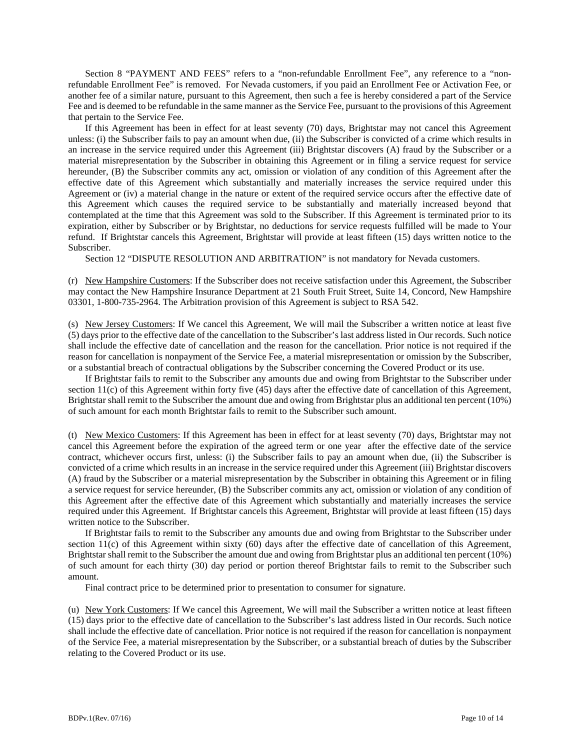Section 8 “PAYMENT AND FEES” refers to a “non-refundable Enrollment Fee”, any reference to a “non-refundable Enrollment Fee” is removed. For Nevada customers, if you paid an Enrollment Fee or Activation Fee, or another fee of a similar nature, pursuant to this Agreement, then such a fee is hereby considered a part of the Service Fee and is deemed to be refundable in the same manner as the Service Fee, pursuant to the provisions of this Agreement that pertain to the Service Fee.

If this Agreement has been in effect for at least seventy (70) days, Brightstar may not cancel this Agreement unless: (i) the Subscriber fails to pay an amount when due, (ii) the Subscriber is convicted of a crime which results in an increase in the service required under this Agreement (iii) Brightstar discovers (A) fraud by the Subscriber or a material misrepresentation by the Subscriber in obtaining this Agreement or in filing a service request for service hereunder, (B) the Subscriber commits any act, omission or violation of any condition of this Agreement after the effective date of this Agreement which substantially and materially increases the service required under this Agreement or (iv) a material change in the nature or extent of the required service occurs after the effective date of this Agreement which causes the required service to be substantially and materially increased beyond that contemplated at the time that this Agreement was sold to the Subscriber. If this Agreement is terminated prior to its expiration, either by Subscriber or by Brightstar, no deductions for service requests fulfilled will be made to Your refund. If Brightstar cancels this Agreement, Brightstar will provide at least fifteen (15) days written notice to the Subscriber.

Section 12 “DISPUTE RESOLUTION AND ARBITRATION” is not mandatory for Nevada customers.

(r) New Hampshire Customers: If the Subscriber does not receive satisfaction under this Agreement, the Subscriber may contact the New Hampshire Insurance Department at 21 South Fruit Street, Suite 14, Concord, New Hampshire 03301, 1-800-735-2964. The Arbitration provision of this Agreement is subject to RSA 542.

(s) New Jersey Customers: If We cancel this Agreement, We will mail the Subscriber a written notice at least five (5) days prior to the effective date of the cancellation to the Subscriber’s last address listed in Our records. Such notice shall include the effective date of cancellation and the reason for the cancellation. Prior notice is not required if the reason for cancellation is nonpayment of the Service Fee, a material misrepresentation or omission by the Subscriber, or a substantial breach of contractual obligations by the Subscriber concerning the Covered Product or its use.

If Brightstar fails to remit to the Subscriber any amounts due and owing from Brightstar to the Subscriber under section 11(c) of this Agreement within forty five (45) days after the effective date of cancellation of this Agreement, Brightstar shall remit to the Subscriber the amount due and owing from Brightstar plus an additional ten percent (10%) of such amount for each month Brightstar fails to remit to the Subscriber such amount.

(t) New Mexico Customers: If this Agreement has been in effect for at least seventy (70) days, Brightstar may not cancel this Agreement before the expiration of the agreed term or one year after the effective date of the service contract, whichever occurs first, unless: (i) the Subscriber fails to pay an amount when due, (ii) the Subscriber is convicted of a crime which results in an increase in the service required under this Agreement (iii) Brightstar discovers (A) fraud by the Subscriber or a material misrepresentation by the Subscriber in obtaining this Agreement or in filing a service request for service hereunder, (B) the Subscriber commits any act, omission or violation of any condition of this Agreement after the effective date of this Agreement which substantially and materially increases the service required under this Agreement. If Brightstar cancels this Agreement, Brightstar will provide at least fifteen (15) days written notice to the Subscriber.

If Brightstar fails to remit to the Subscriber any amounts due and owing from Brightstar to the Subscriber under section 11(c) of this Agreement within sixty (60) days after the effective date of cancellation of this Agreement, Brightstar shall remit to the Subscriber the amount due and owing from Brightstar plus an additional ten percent (10%) of such amount for each thirty (30) day period or portion thereof Brightstar fails to remit to the Subscriber such amount.

Final contract price to be determined prior to presentation to consumer for signature.

(u) New York Customers: If We cancel this Agreement, We will mail the Subscriber a written notice at least fifteen (15) days prior to the effective date of cancellation to the Subscriber’s last address listed in Our records. Such notice shall include the effective date of cancellation. Prior notice is not required if the reason for cancellation is nonpayment of the Service Fee, a material misrepresentation by the Subscriber, or a substantial breach of duties by the Subscriber relating to the Covered Product or its use.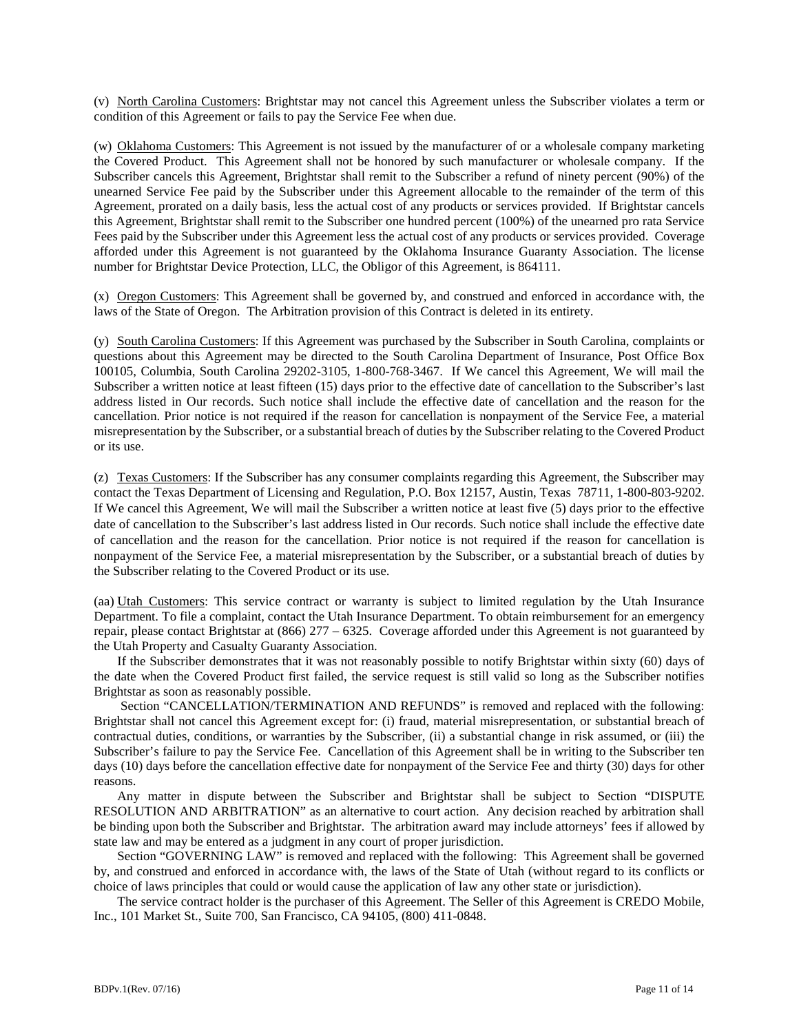(v) North Carolina Customers: Brightstar may not cancel this Agreement unless the Subscriber violates a term or condition of this Agreement or fails to pay the Service Fee when due.

(w) Oklahoma Customers: This Agreement is not issued by the manufacturer of or a wholesale company marketing the Covered Product. This Agreement shall not be honored by such manufacturer or wholesale company. If the Subscriber cancels this Agreement, Brightstar shall remit to the Subscriber a refund of ninety percent (90%) of the unearned Service Fee paid by the Subscriber under this Agreement allocable to the remainder of the term of this Agreement, prorated on a daily basis, less the actual cost of any products or services provided. If Brightstar cancels this Agreement, Brightstar shall remit to the Subscriber one hundred percent (100%) of the unearned pro rata Service Fees paid by the Subscriber under this Agreement less the actual cost of any products or services provided. Coverage afforded under this Agreement is not guaranteed by the Oklahoma Insurance Guaranty Association. The license number for Brightstar Device Protection, LLC, the Obligor of this Agreement, is 864111.

(x) Oregon Customers: This Agreement shall be governed by, and construed and enforced in accordance with, the laws of the State of Oregon. The Arbitration provision of this Contract is deleted in its entirety.

(y) South Carolina Customers: If this Agreement was purchased by the Subscriber in South Carolina, complaints or questions about this Agreement may be directed to the South Carolina Department of Insurance, Post Office Box 100105, Columbia, South Carolina 29202-3105, 1-800-768-3467. If We cancel this Agreement, We will mail the Subscriber a written notice at least fifteen (15) days prior to the effective date of cancellation to the Subscriber's last address listed in Our records. Such notice shall include the effective date of cancellation and the reason for the cancellation. Prior notice is not required if the reason for cancellation is nonpayment of the Service Fee, a material misrepresentation by the Subscriber, or a substantial breach of duties by the Subscriber relating to the Covered Product or its use.

(z) Texas Customers: If the Subscriber has any consumer complaints regarding this Agreement, the Subscriber may contact the Texas Department of Licensing and Regulation, P.O. Box 12157, Austin, Texas 78711, 1-800-803-9202. If We cancel this Agreement, We will mail the Subscriber a written notice at least five (5) days prior to the effective date of cancellation to the Subscriber's last address listed in Our records. Such notice shall include the effective date of cancellation and the reason for the cancellation. Prior notice is not required if the reason for cancellation is nonpayment of the Service Fee, a material misrepresentation by the Subscriber, or a substantial breach of duties by the Subscriber relating to the Covered Product or its use.

(aa) Utah Customers: This service contract or warranty is subject to limited regulation by the Utah Insurance Department. To file a complaint, contact the Utah Insurance Department. To obtain reimbursement for an emergency repair, please contact Brightstar at (866) 277 – 6325. Coverage afforded under this Agreement is not guaranteed by the Utah Property and Casualty Guaranty Association.

If the Subscriber demonstrates that it was not reasonably possible to notify Brightstar within sixty (60) days of the date when the Covered Product first failed, the service request is still valid so long as the Subscriber notifies Brightstar as soon as reasonably possible.

Section "CANCELLATION/TERMINATION AND REFUNDS" is removed and replaced with the following: Brightstar shall not cancel this Agreement except for: (i) fraud, material misrepresentation, or substantial breach of contractual duties, conditions, or warranties by the Subscriber, (ii) a substantial change in risk assumed, or (iii) the Subscriber's failure to pay the Service Fee. Cancellation of this Agreement shall be in writing to the Subscriber ten days (10) days before the cancellation effective date for nonpayment of the Service Fee and thirty (30) days for other reasons.

Any matter in dispute between the Subscriber and Brightstar shall be subject to Section "DISPUTE RESOLUTION AND ARBITRATION" as an alternative to court action. Any decision reached by arbitration shall be binding upon both the Subscriber and Brightstar. The arbitration award may include attorneys' fees if allowed by state law and may be entered as a judgment in any court of proper jurisdiction.

Section "GOVERNING LAW" is removed and replaced with the following: This Agreement shall be governed by, and construed and enforced in accordance with, the laws of the State of Utah (without regard to its conflicts or choice of laws principles that could or would cause the application of law any other state or jurisdiction).

The service contract holder is the purchaser of this Agreement. The Seller of this Agreement is CREDO Mobile, Inc., 101 Market St., Suite 700, San Francisco, CA 94105, (800) 411-0848.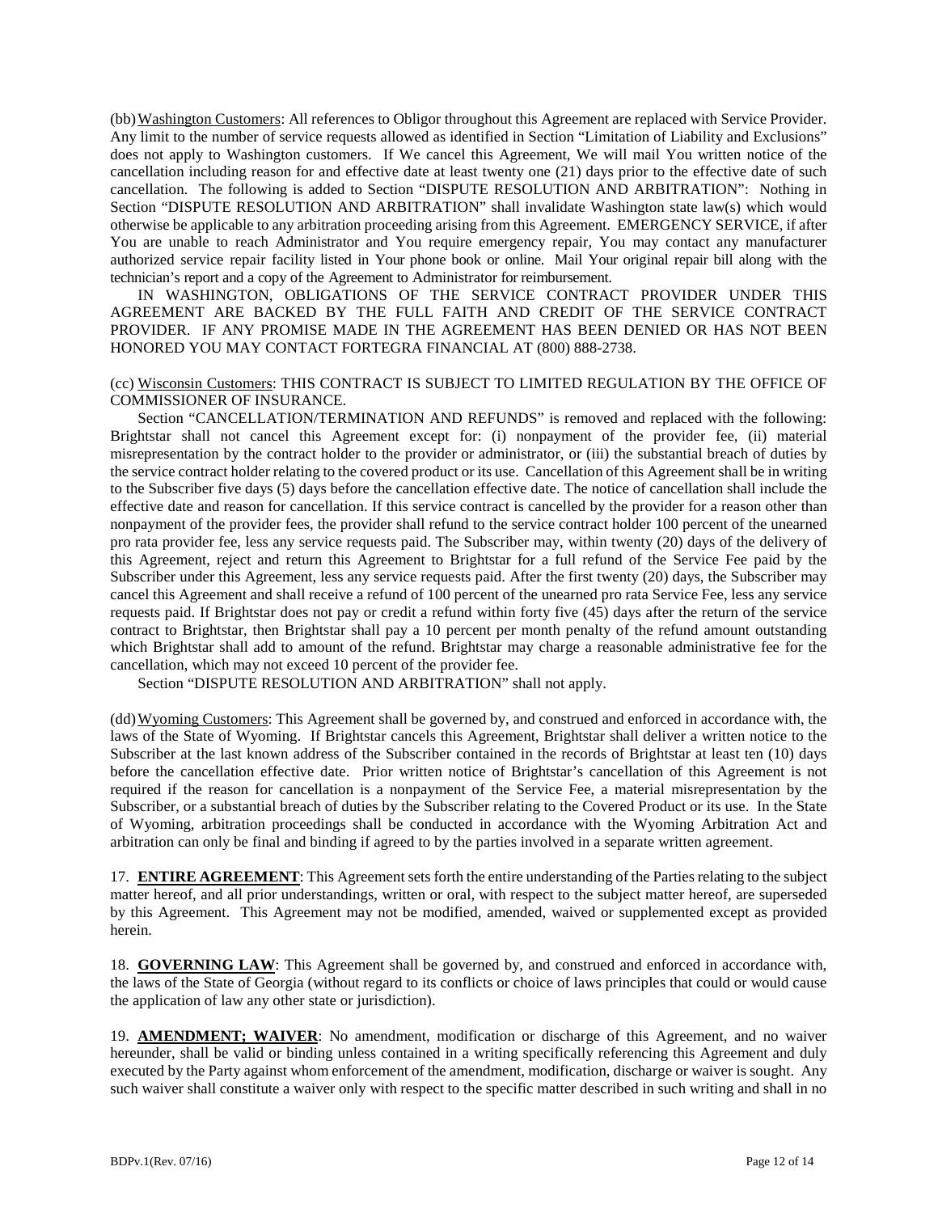(bb) Washington Customers: All references to Obligor throughout this Agreement are replaced with Service Provider. Any limit to the number of service requests allowed as identified in Section "Limitation of Liability and Exclusions" does not apply to Washington customers. If We cancel this Agreement, We will mail You written notice of the cancellation including reason for and effective date at least twenty one (21) days prior to the effective date of such cancellation. The following is added to Section "DISPUTE RESOLUTION AND ARBITRATION": Nothing in Section "DISPUTE RESOLUTION AND ARBITRATION" shall invalidate Washington state law(s) which would otherwise be applicable to any arbitration proceeding arising from this Agreement. EMERGENCY SERVICE, if after You are unable to reach Administrator and You require emergency repair, You may contact any manufacturer authorized service repair facility listed in Your phone book or online. Mail Your original repair bill along with the technician's report and a copy of the Agreement to Administrator for reimbursement.

IN WASHINGTON, OBLIGATIONS OF THE SERVICE CONTRACT PROVIDER UNDER THIS AGREEMENT ARE BACKED BY THE FULL FAITH AND CREDIT OF THE SERVICE CONTRACT PROVIDER. IF ANY PROMISE MADE IN THE AGREEMENT HAS BEEN DENIED OR HAS NOT BEEN HONORED YOU MAY CONTACT FORTEGRA FINANCIAL AT (800) 888-2738.

(cc) Wisconsin Customers: THIS CONTRACT IS SUBJECT TO LIMITED REGULATION BY THE OFFICE OF COMMISSIONER OF INSURANCE.

Section "CANCELLATION/TERMINATION AND REFUNDS" is removed and replaced with the following: Brightstar shall not cancel this Agreement except for: (i) nonpayment of the provider fee, (ii) material misrepresentation by the contract holder to the provider or administrator, or (iii) the substantial breach of duties by the service contract holder relating to the covered product or its use. Cancellation of this Agreement shall be in writing to the Subscriber five days (5) days before the cancellation effective date. The notice of cancellation shall include the effective date and reason for cancellation. If this service contract is cancelled by the provider for a reason other than nonpayment of the provider fees, the provider shall refund to the service contract holder 100 percent of the unearned pro rata provider fee, less any service requests paid. The Subscriber may, within twenty (20) days of the delivery of this Agreement, reject and return this Agreement to Brightstar for a full refund of the Service Fee paid by the Subscriber under this Agreement, less any service requests paid. After the first twenty (20) days, the Subscriber may cancel this Agreement and shall receive a refund of 100 percent of the unearned pro rata Service Fee, less any service requests paid. If Brightstar does not pay or credit a refund within forty five (45) days after the return of the service contract to Brightstar, then Brightstar shall pay a 10 percent per month penalty of the refund amount outstanding which Brightstar shall add to amount of the refund. Brightstar may charge a reasonable administrative fee for the cancellation, which may not exceed 10 percent of the provider fee.

Section "DISPUTE RESOLUTION AND ARBITRATION" shall not apply.

(dd) Wyoming Customers: This Agreement shall be governed by, and construed and enforced in accordance with, the laws of the State of Wyoming. If Brightstar cancels this Agreement, Brightstar shall deliver a written notice to the Subscriber at the last known address of the Subscriber contained in the records of Brightstar at least ten (10) days before the cancellation effective date. Prior written notice of Brightstar's cancellation of this Agreement is not required if the reason for cancellation is a nonpayment of the Service Fee, a material misrepresentation by the Subscriber, or a substantial breach of duties by the Subscriber relating to the Covered Product or its use. In the State of Wyoming, arbitration proceedings shall be conducted in accordance with the Wyoming Arbitration Act and arbitration can only be final and binding if agreed to by the parties involved in a separate written agreement.

17. **ENTIRE AGREEMENT**: This Agreement sets forth the entire understanding of the Parties relating to the subject matter hereof, and all prior understandings, written or oral, with respect to the subject matter hereof, are superseded by this Agreement. This Agreement may not be modified, amended, waived or supplemented except as provided herein.

18. **GOVERNING LAW**: This Agreement shall be governed by, and construed and enforced in accordance with, the laws of the State of Georgia (without regard to its conflicts or choice of laws principles that could or would cause the application of law any other state or jurisdiction).

19. **AMENDMENT; WAIVER**: No amendment, modification or discharge of this Agreement, and no waiver hereunder, shall be valid or binding unless contained in a writing specifically referencing this Agreement and duly executed by the Party against whom enforcement of the amendment, modification, discharge or waiver is sought. Any such waiver shall constitute a waiver only with respect to the specific matter described in such writing and shall in no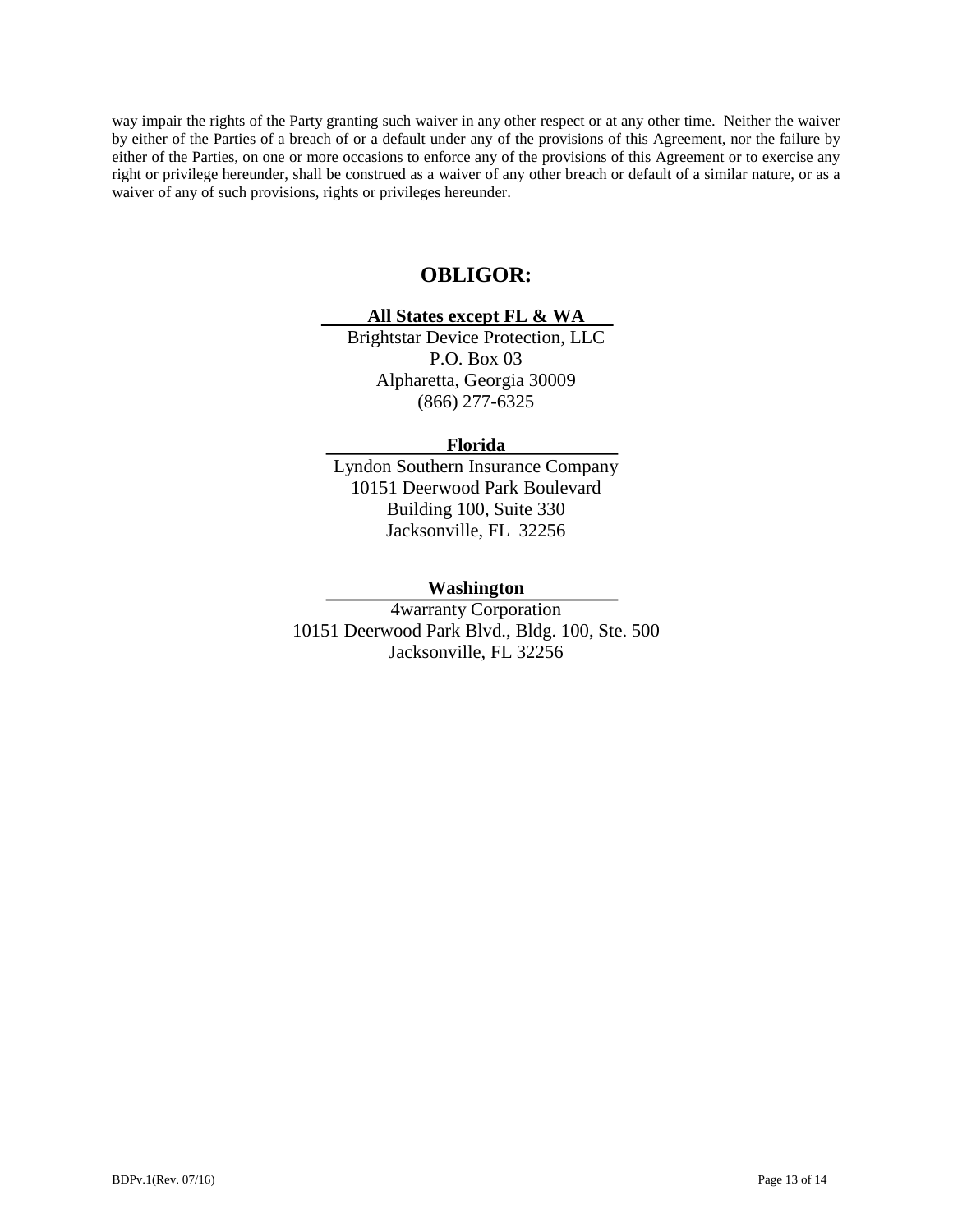way impair the rights of the Party granting such waiver in any other respect or at any other time. Neither the waiver by either of the Parties of a breach of or a default under any of the provisions of this Agreement, nor the failure by either of the Parties, on one or more occasions to enforce any of the provisions of this Agreement or to exercise any right or privilege hereunder, shall be construed as a waiver of any other breach or default of a similar nature, or as a waiver of any of such provisions, rights or privileges hereunder.

## OBLIGOR:

**All States except FL & WA**

Brightstar Device Protection, LLC
P.O. Box 03
Alpharetta, Georgia 30009
(866) 277-6325

**Florida**

Lyndon Southern Insurance Company
10151 Deerwood Park Boulevard
Building 100, Suite 330
Jacksonville, FL 32256

**Washington**

4warranty Corporation
10151 Deerwood Park Blvd., Bldg. 100, Ste. 500
Jacksonville, FL 32256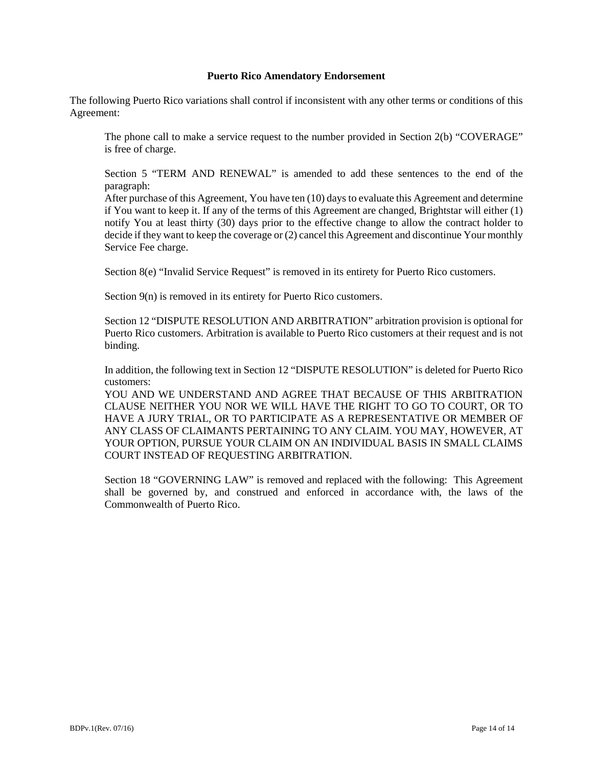## Puerto Rico Amendatory Endorsement

The following Puerto Rico variations shall control if inconsistent with any other terms or conditions of this Agreement:

The phone call to make a service request to the number provided in Section 2(b) "COVERAGE" is free of charge.

Section 5 "TERM AND RENEWAL" is amended to add these sentences to the end of the paragraph:
After purchase of this Agreement, You have ten (10) days to evaluate this Agreement and determine if You want to keep it. If any of the terms of this Agreement are changed, Brightstar will either (1) notify You at least thirty (30) days prior to the effective change to allow the contract holder to decide if they want to keep the coverage or (2) cancel this Agreement and discontinue Your monthly Service Fee charge.

Section 8(e) "Invalid Service Request" is removed in its entirety for Puerto Rico customers.

Section 9(n) is removed in its entirety for Puerto Rico customers.

Section 12 "DISPUTE RESOLUTION AND ARBITRATION" arbitration provision is optional for Puerto Rico customers. Arbitration is available to Puerto Rico customers at their request and is not binding.

In addition, the following text in Section 12 "DISPUTE RESOLUTION" is deleted for Puerto Rico customers:
YOU AND WE UNDERSTAND AND AGREE THAT BECAUSE OF THIS ARBITRATION CLAUSE NEITHER YOU NOR WE WILL HAVE THE RIGHT TO GO TO COURT, OR TO HAVE A JURY TRIAL, OR TO PARTICIPATE AS A REPRESENTATIVE OR MEMBER OF ANY CLASS OF CLAIMANTS PERTAINING TO ANY CLAIM. YOU MAY, HOWEVER, AT YOUR OPTION, PURSUE YOUR CLAIM ON AN INDIVIDUAL BASIS IN SMALL CLAIMS COURT INSTEAD OF REQUESTING ARBITRATION.

Section 18 "GOVERNING LAW" is removed and replaced with the following: This Agreement shall be governed by, and construed and enforced in accordance with, the laws of the Commonwealth of Puerto Rico.

BDPv.1(Rev. 07/16)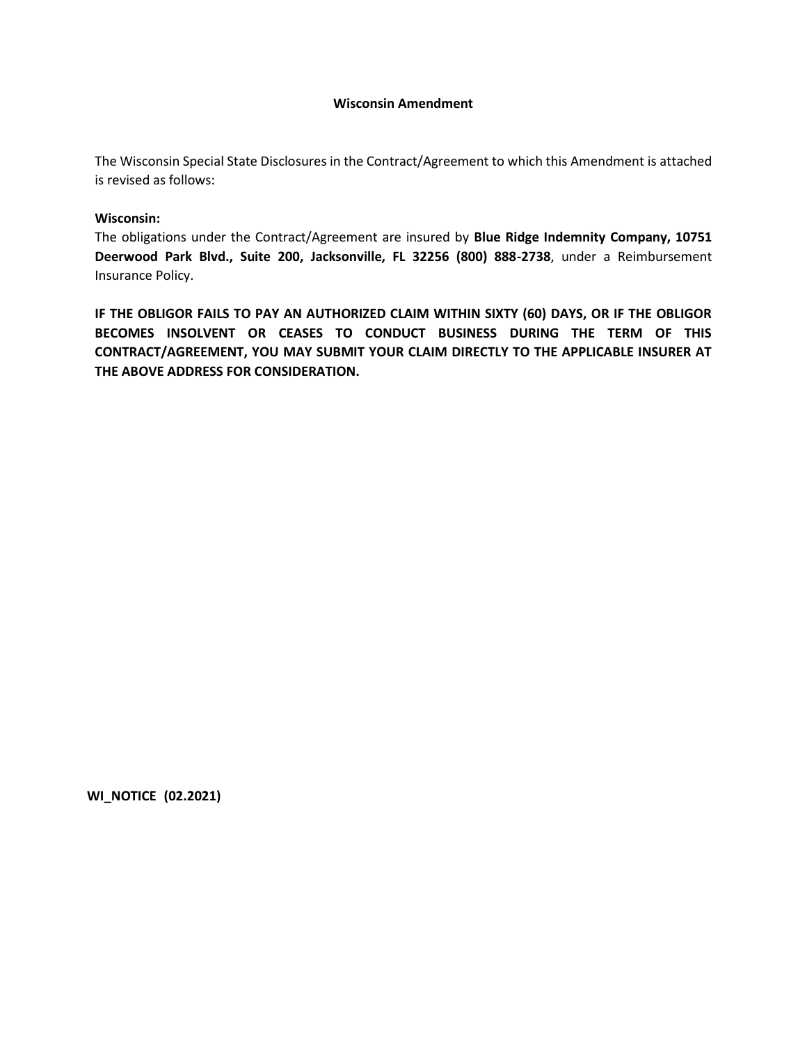# Wisconsin Amendment

The Wisconsin Special State Disclosures in the Contract/Agreement to which this Amendment is attached is revised as follows:

**Wisconsin:**
The obligations under the Contract/Agreement are insured by **Blue Ridge Indemnity Company, 10751 Deerwood Park Blvd., Suite 200, Jacksonville, FL 32256 (800) 888-2738**, under a Reimbursement Insurance Policy.

**IF THE OBLIGOR FAILS TO PAY AN AUTHORIZED CLAIM WITHIN SIXTY (60) DAYS, OR IF THE OBLIGOR BECOMES INSOLVENT OR CEASES TO CONDUCT BUSINESS DURING THE TERM OF THIS CONTRACT/AGREEMENT, YOU MAY SUBMIT YOUR CLAIM DIRECTLY TO THE APPLICABLE INSURER AT THE ABOVE ADDRESS FOR CONSIDERATION.**

**WI_NOTICE (02.2021)**